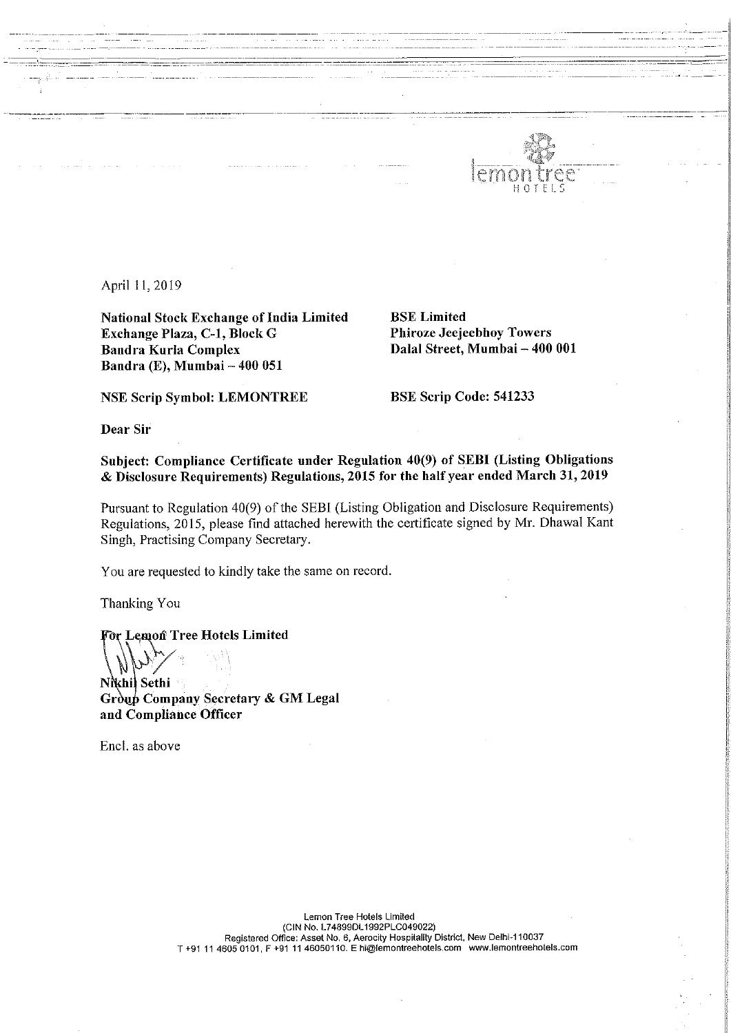April 11, 2019

**National Stock Exchange of India Limited**
**Exchange Plaza, C-1, Block G**
**Bandra Kurla Complex**
**Bandra (E), Mumbai – 400 051**

**BSE Limited**
**Phiroze Jeejeebhoy Towers**
**Dalal Street, Mumbai – 400 001**

**NSE Scrip Symbol: LEMONTREE**

**BSE Scrip Code: 541233**

**Dear Sir**

**Subject: Compliance Certificate under Regulation 40(9) of SEBI (Listing Obligations & Disclosure Requirements) Regulations, 2015 for the half year ended March 31, 2019**

Pursuant to Regulation 40(9) of the SEBI (Listing Obligation and Disclosure Requirements) Regulations, 2015, please find attached herewith the certificate signed by Mr. Dhawal Kant Singh, Practising Company Secretary.

You are requested to kindly take the same on record.

Thanking You

**For Lemon Tree Hotels Limited**

**Nikhil Sethi**
**Group Company Secretary & GM Legal and Compliance Officer**

Encl. as above

Lemon Tree Hotels Limited
(CIN No. L74899DL1992PLC049022)
Registered Office: Asset No. 6, Aerocity Hospitality District, New Delhi-110037
T +91 11 4605 0101, F +91 11 46050110. E hi@lemontreehotels.com www.lemontreehotels.com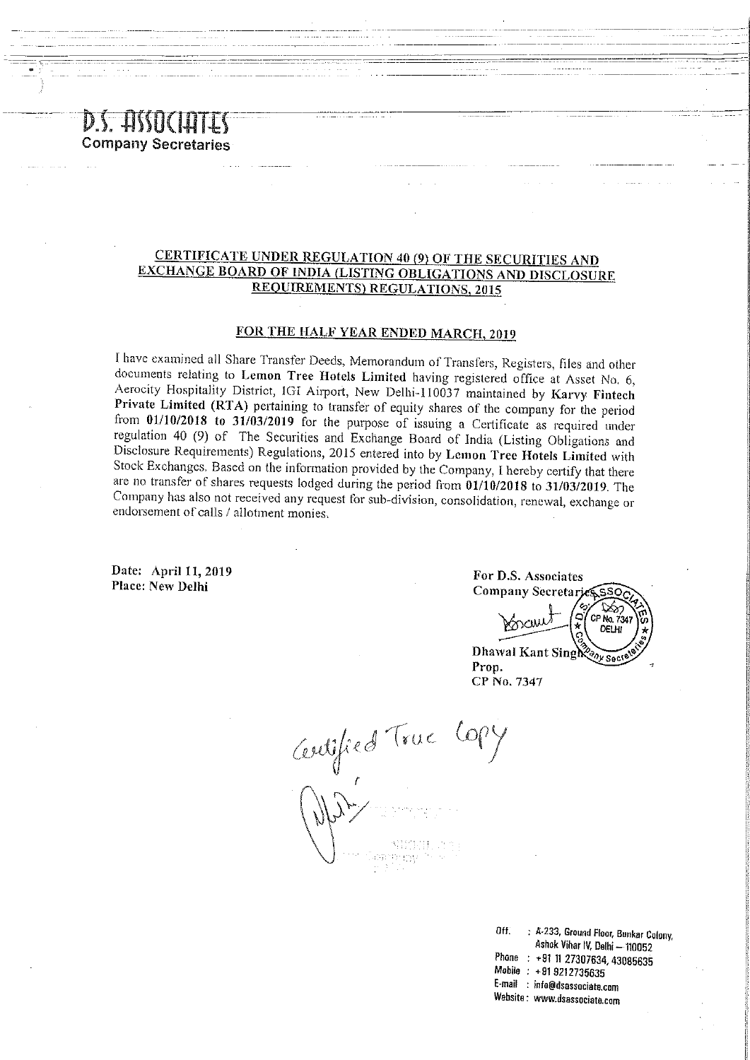D.S. ASSOCIATES
Company Secretaries

## CERTIFICATE UNDER REGULATION 40 (9) OF THE SECURITIES AND EXCHANGE BOARD OF INDIA (LISTING OBLIGATIONS AND DISCLOSURE REQUIREMENTS) REGULATIONS, 2015

## FOR THE HALF YEAR ENDED MARCH, 2019

I have examined all Share Transfer Deeds, Memorandum of Transfers, Registers, files and other documents relating to **Lemon Tree Hotels Limited** having registered office at Asset No. 6, Aerocity Hospitality District, IGI Airport, New Delhi-110037 maintained by **Karvy Fintech Private Limited (RTA)** pertaining to transfer of equity shares of the company for the period from **01/10/2018 to 31/03/2019** for the purpose of issuing a Certificate as required under regulation 40 (9) of The Securities and Exchange Board of India (Listing Obligations and Disclosure Requirements) Regulations, 2015 entered into by **Lemon Tree Hotels Limited** with Stock Exchanges. Based on the information provided by the Company, I hereby certify that there are no transfer of shares requests lodged during the period from **01/10/2018** to **31/03/2019**. The Company has also not received any request for sub-division, consolidation, renewal, exchange or endorsement of calls / allotment monies.

**Date: April 11, 2019**
**Place: New Delhi**

**For D.S. Associates**
**Company Secretaries**

**Dhawal Kant Singh**
**Prop.**
**CP No. 7347**

Certified True Copy

Off. : A-233, Ground Floor, Bunkar Colony, Ashok Vihar IV, Delhi – 110052
Phone : +91 11 27307634, 43085635
Mobile : +91 9212735635
E-mail : info@dsassociate.com
Website : www.dsassociate.com